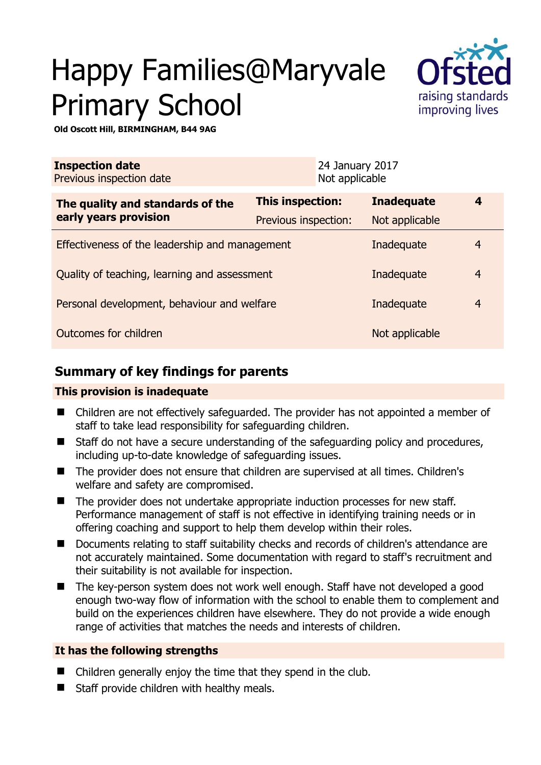# Happy Families@Maryvale Primary School

**Old Oscott Hill, BIRMINGHAM, B44 9AG**

| | |
|---|---|
| **Inspection date** | 24 January 2017 |
| Previous inspection date | Not applicable |

| The quality and standards of the early years provision | | | |
|---|---|---|---|
| | **This inspection:** | **Inadequate** | **4** |
| | Previous inspection: | Not applicable | |
| Effectiveness of the leadership and management | | Inadequate | 4 |
| Quality of teaching, learning and assessment | | Inadequate | 4 |
| Personal development, behaviour and welfare | | Inadequate | 4 |
| Outcomes for children | | Not applicable | |

## Summary of key findings for parents

### This provision is inadequate

- Children are not effectively safeguarded. The provider has not appointed a member of staff to take lead responsibility for safeguarding children.
- Staff do not have a secure understanding of the safeguarding policy and procedures, including up-to-date knowledge of safeguarding issues.
- The provider does not ensure that children are supervised at all times. Children's welfare and safety are compromised.
- The provider does not undertake appropriate induction processes for new staff. Performance management of staff is not effective in identifying training needs or in offering coaching and support to help them develop within their roles.
- Documents relating to staff suitability checks and records of children's attendance are not accurately maintained. Some documentation with regard to staff's recruitment and their suitability is not available for inspection.
- The key-person system does not work well enough. Staff have not developed a good enough two-way flow of information with the school to enable them to complement and build on the experiences children have elsewhere. They do not provide a wide enough range of activities that matches the needs and interests of children.

### It has the following strengths

- Children generally enjoy the time that they spend in the club.
- Staff provide children with healthy meals.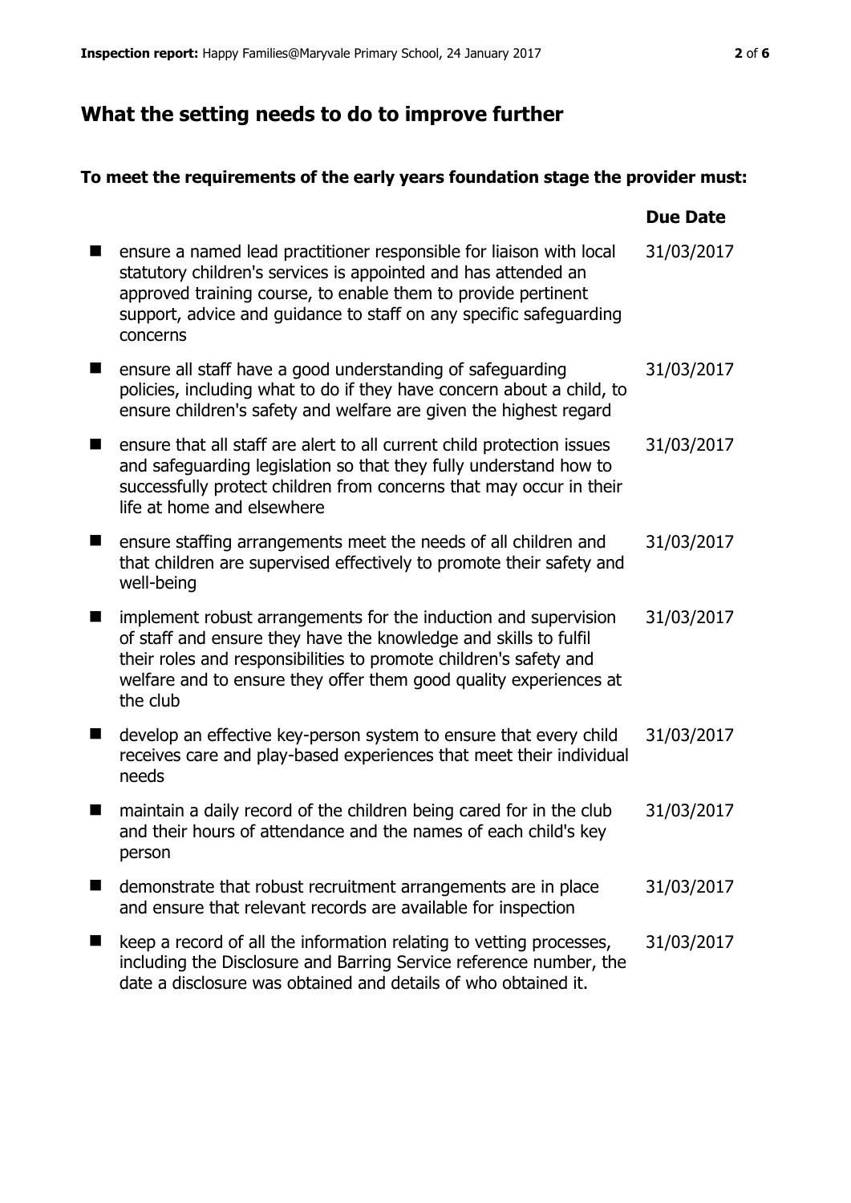## What the setting needs to do to improve further

### To meet the requirements of the early years foundation stage the provider must:

| | Due Date |
|---|---|
| ensure a named lead practitioner responsible for liaison with local statutory children's services is appointed and has attended an approved training course, to enable them to provide pertinent support, advice and guidance to staff on any specific safeguarding concerns | 31/03/2017 |
| ensure all staff have a good understanding of safeguarding policies, including what to do if they have concern about a child, to ensure children's safety and welfare are given the highest regard | 31/03/2017 |
| ensure that all staff are alert to all current child protection issues and safeguarding legislation so that they fully understand how to successfully protect children from concerns that may occur in their life at home and elsewhere | 31/03/2017 |
| ensure staffing arrangements meet the needs of all children and that children are supervised effectively to promote their safety and well-being | 31/03/2017 |
| implement robust arrangements for the induction and supervision of staff and ensure they have the knowledge and skills to fulfil their roles and responsibilities to promote children's safety and welfare and to ensure they offer them good quality experiences at the club | 31/03/2017 |
| develop an effective key-person system to ensure that every child receives care and play-based experiences that meet their individual needs | 31/03/2017 |
| maintain a daily record of the children being cared for in the club and their hours of attendance and the names of each child's key person | 31/03/2017 |
| demonstrate that robust recruitment arrangements are in place and ensure that relevant records are available for inspection | 31/03/2017 |
| keep a record of all the information relating to vetting processes, including the Disclosure and Barring Service reference number, the date a disclosure was obtained and details of who obtained it. | 31/03/2017 |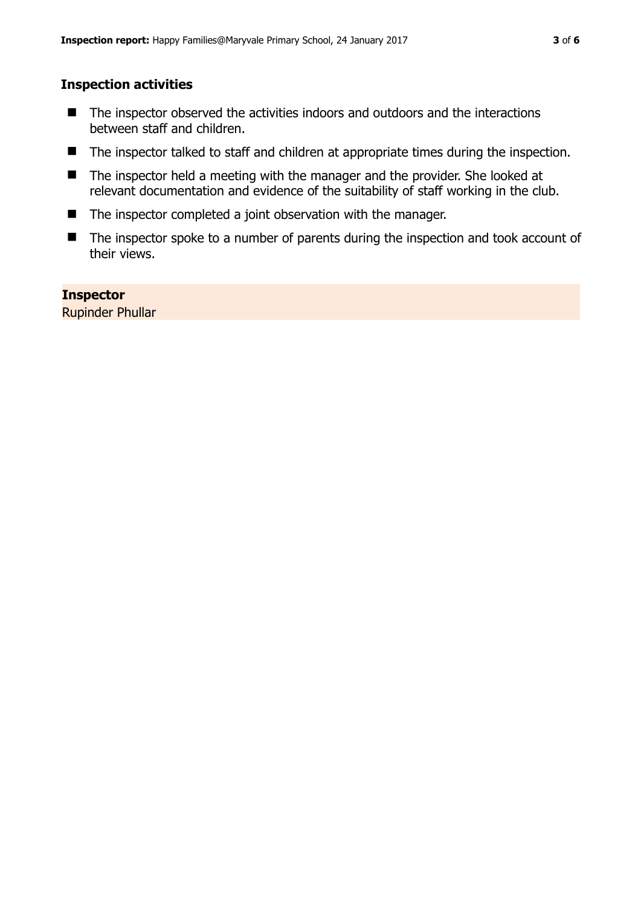## Inspection activities

- The inspector observed the activities indoors and outdoors and the interactions between staff and children.
- The inspector talked to staff and children at appropriate times during the inspection.
- The inspector held a meeting with the manager and the provider. She looked at relevant documentation and evidence of the suitability of staff working in the club.
- The inspector completed a joint observation with the manager.
- The inspector spoke to a number of parents during the inspection and took account of their views.

**Inspector**
Rupinder Phullar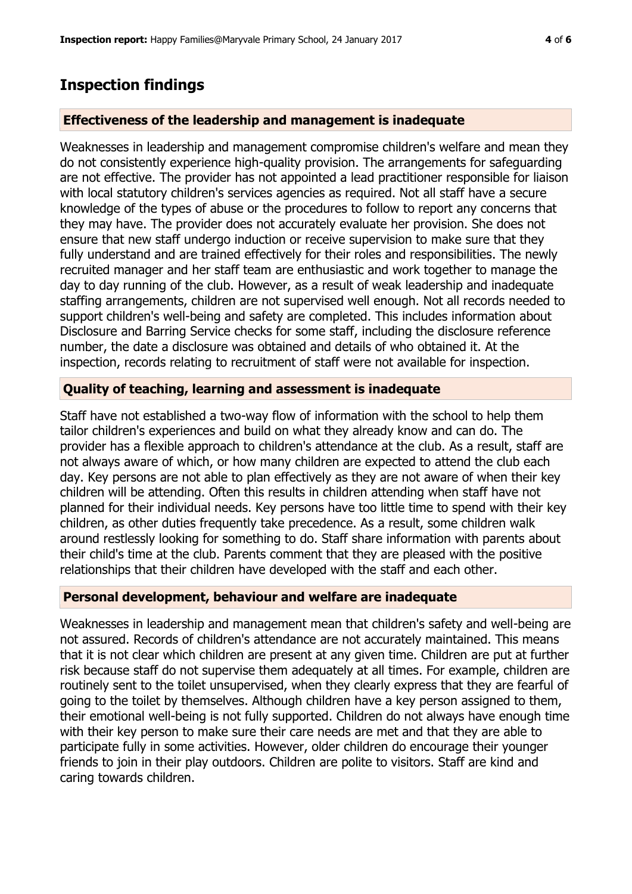## Inspection findings

### Effectiveness of the leadership and management is inadequate

Weaknesses in leadership and management compromise children's welfare and mean they do not consistently experience high-quality provision. The arrangements for safeguarding are not effective. The provider has not appointed a lead practitioner responsible for liaison with local statutory children's services agencies as required. Not all staff have a secure knowledge of the types of abuse or the procedures to follow to report any concerns that they may have. The provider does not accurately evaluate her provision. She does not ensure that new staff undergo induction or receive supervision to make sure that they fully understand and are trained effectively for their roles and responsibilities. The newly recruited manager and her staff team are enthusiastic and work together to manage the day to day running of the club. However, as a result of weak leadership and inadequate staffing arrangements, children are not supervised well enough. Not all records needed to support children's well-being and safety are completed. This includes information about Disclosure and Barring Service checks for some staff, including the disclosure reference number, the date a disclosure was obtained and details of who obtained it. At the inspection, records relating to recruitment of staff were not available for inspection.

### Quality of teaching, learning and assessment is inadequate

Staff have not established a two-way flow of information with the school to help them tailor children's experiences and build on what they already know and can do. The provider has a flexible approach to children's attendance at the club. As a result, staff are not always aware of which, or how many children are expected to attend the club each day. Key persons are not able to plan effectively as they are not aware of when their key children will be attending. Often this results in children attending when staff have not planned for their individual needs. Key persons have too little time to spend with their key children, as other duties frequently take precedence. As a result, some children walk around restlessly looking for something to do. Staff share information with parents about their child's time at the club. Parents comment that they are pleased with the positive relationships that their children have developed with the staff and each other.

### Personal development, behaviour and welfare are inadequate

Weaknesses in leadership and management mean that children's safety and well-being are not assured. Records of children's attendance are not accurately maintained. This means that it is not clear which children are present at any given time. Children are put at further risk because staff do not supervise them adequately at all times. For example, children are routinely sent to the toilet unsupervised, when they clearly express that they are fearful of going to the toilet by themselves. Although children have a key person assigned to them, their emotional well-being is not fully supported. Children do not always have enough time with their key person to make sure their care needs are met and that they are able to participate fully in some activities. However, older children do encourage their younger friends to join in their play outdoors. Children are polite to visitors. Staff are kind and caring towards children.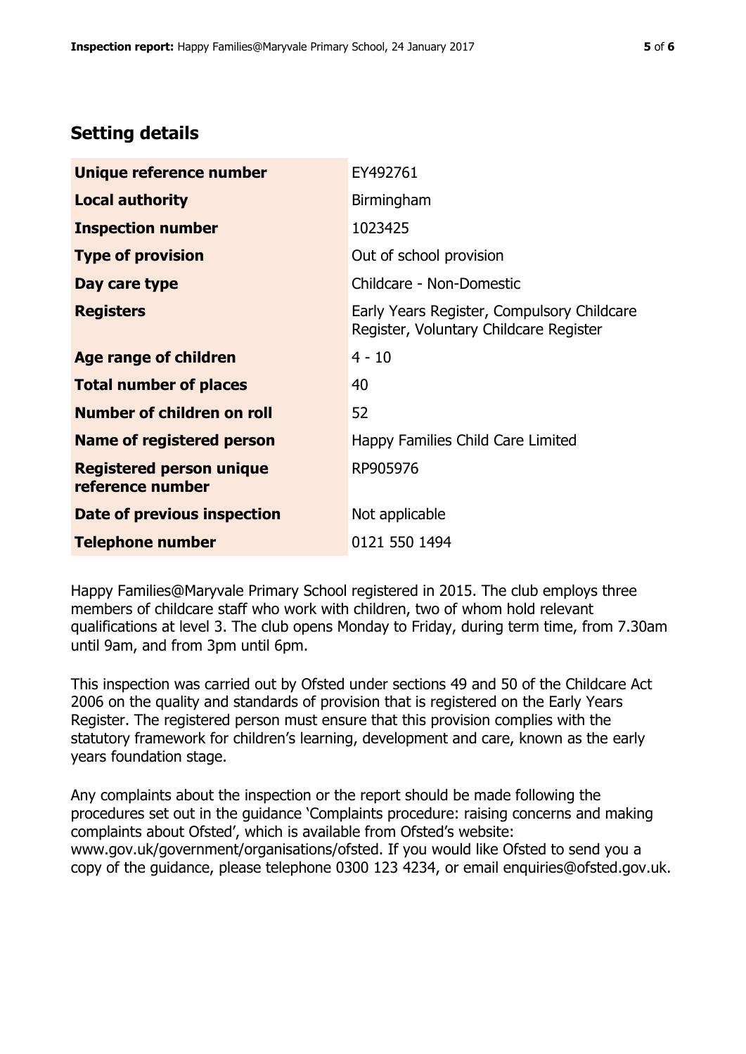## Setting details

| | |
|---|---|
| **Unique reference number** | EY492761 |
| **Local authority** | Birmingham |
| **Inspection number** | 1023425 |
| **Type of provision** | Out of school provision |
| **Day care type** | Childcare - Non-Domestic |
| **Registers** | Early Years Register, Compulsory Childcare Register, Voluntary Childcare Register |
| **Age range of children** | 4 - 10 |
| **Total number of places** | 40 |
| **Number of children on roll** | 52 |
| **Name of registered person** | Happy Families Child Care Limited |
| **Registered person unique reference number** | RP905976 |
| **Date of previous inspection** | Not applicable |
| **Telephone number** | 0121 550 1494 |

Happy Families@Maryvale Primary School registered in 2015. The club employs three members of childcare staff who work with children, two of whom hold relevant qualifications at level 3. The club opens Monday to Friday, during term time, from 7.30am until 9am, and from 3pm until 6pm.

This inspection was carried out by Ofsted under sections 49 and 50 of the Childcare Act 2006 on the quality and standards of provision that is registered on the Early Years Register. The registered person must ensure that this provision complies with the statutory framework for children's learning, development and care, known as the early years foundation stage.

Any complaints about the inspection or the report should be made following the procedures set out in the guidance 'Complaints procedure: raising concerns and making complaints about Ofsted', which is available from Ofsted's website: www.gov.uk/government/organisations/ofsted. If you would like Ofsted to send you a copy of the guidance, please telephone 0300 123 4234, or email enquiries@ofsted.gov.uk.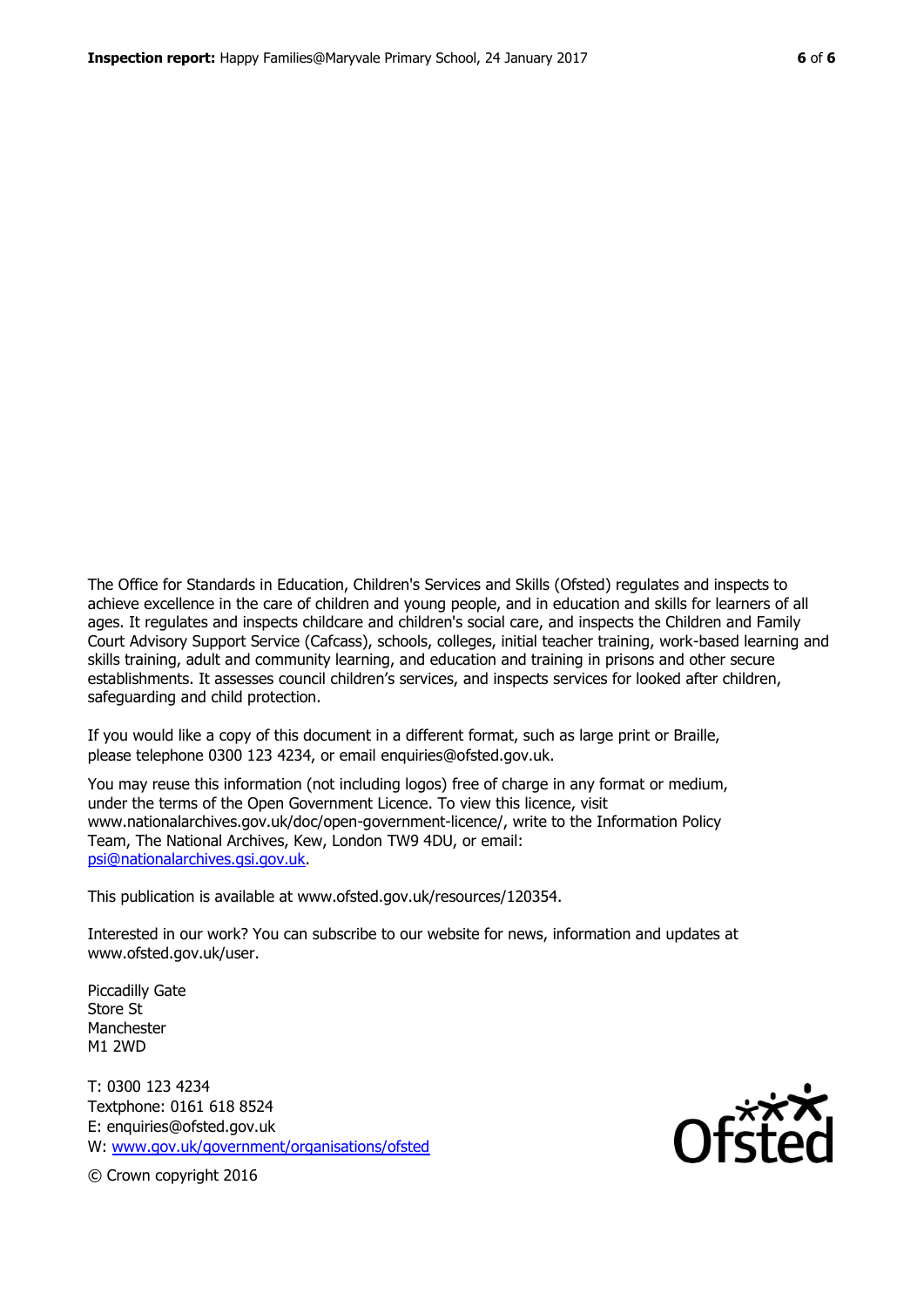The Office for Standards in Education, Children's Services and Skills (Ofsted) regulates and inspects to achieve excellence in the care of children and young people, and in education and skills for learners of all ages. It regulates and inspects childcare and children's social care, and inspects the Children and Family Court Advisory Support Service (Cafcass), schools, colleges, initial teacher training, work-based learning and skills training, adult and community learning, and education and training in prisons and other secure establishments. It assesses council children's services, and inspects services for looked after children, safeguarding and child protection.

If you would like a copy of this document in a different format, such as large print or Braille, please telephone 0300 123 4234, or email enquiries@ofsted.gov.uk.

You may reuse this information (not including logos) free of charge in any format or medium, under the terms of the Open Government Licence. To view this licence, visit www.nationalarchives.gov.uk/doc/open-government-licence/, write to the Information Policy Team, The National Archives, Kew, London TW9 4DU, or email: psi@nationalarchives.gsi.gov.uk.

This publication is available at www.ofsted.gov.uk/resources/120354.

Interested in our work? You can subscribe to our website for news, information and updates at www.ofsted.gov.uk/user.

Piccadilly Gate
Store St
Manchester
M1 2WD

T: 0300 123 4234
Textphone: 0161 618 8524
E: enquiries@ofsted.gov.uk
W: www.gov.uk/government/organisations/ofsted

© Crown copyright 2016